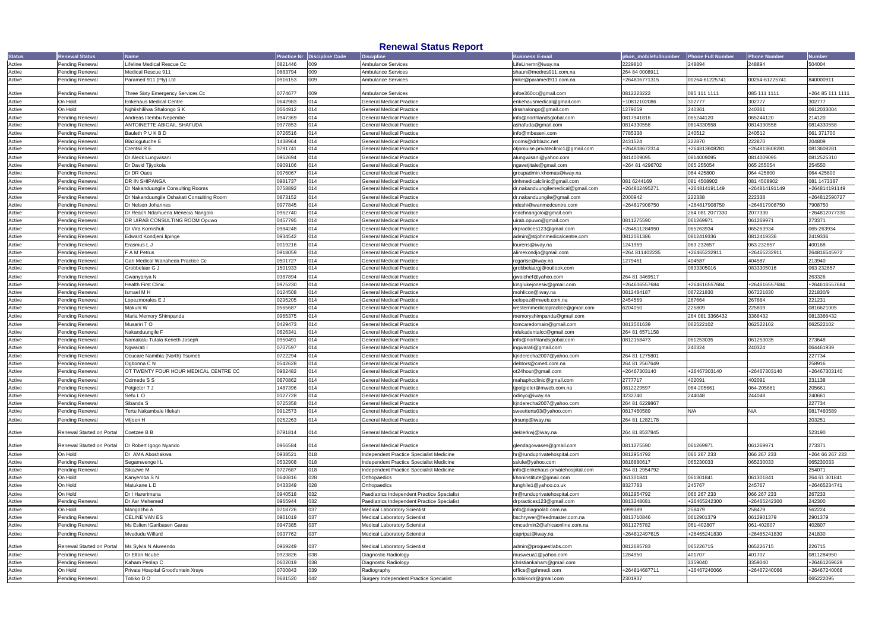# Renewal Status Report

| Status | Renewal Status | Name | Practice Nr | Discipline Code | Discipline | Business E-mail | phon_mobilefullnumber | Phone Full Number | Phone Number | Number |
|---|---|---|---|---|---|---|---|---|---|---|
| Active | Pending Renewal | Lifeline Medical Rescue Cc | 0821446 | 009 | Ambulance Services | LifeLinemr@iway.na | 2229810 | 248894 | 248894 | 504004 |
| Active | Pending Renewal | Medical Rescue 911 | 0883794 | 009 | Ambulance Services | shaun@medres911.com.na | 264 84 0008911 | | | |
| Active | Pending Renewal | Paramed 911 (Pty) Ltd | 0916153 | 009 | Ambulance Services | mike@paramed911.com.na | +264816771315 | 00264-61225741 | 00264-61225741 | 840000911 |
| Active | Pending Renewal | Three Sixty Emergency Services Cc | 0774677 | 009 | Ambulance Services | infoe360cc@gmail.com | 0812223222 | 085 111 1111 | 085 111 1111 | +264 85 111 1111 |
| Active | On Hold | Enkehaus Medical Centre | 0642983 | 014 | General Medical Practice | enkehausmedical@gmail.com | +10812102086 | 302777 | 302777 | 302777 |
| Active | On Hold | Nghiishililwa Shalongo S K | 0064912 | 014 | General Medical Practice | drsshalongo@gmail.com | 1279059 | 240361 | 240361 | 0612033004 |
| Active | Pending Renewal | Andreas Iitembu Nepembe | 0947369 | 014 | General Medical Practice | info@northlandsglobal.com | 0817941816 | 065244120 | 065244120 | 214120 |
| Active | Pending Renewal | ANTOINETTE ABIGAIL SHAFUDA | 0977853 | 014 | General Medical Practice | ashafuda@gmail.com | 0814330558 | 0814330558 | 0814330558 | 0814330558 |
| Active | Pending Renewal | Bauleth P U K B D | 0726516 | 014 | General Medical Practice | info@mbeseni.com | 7785338 | 240512 | 240512 | 061 371700 |
| Active | Pending Renewal | Blazicgutuche E | 1438964 | 014 | General Medical Practice | rooms@drblazic.net | 2431524 | 222870 | 222870 | 204809 |
| Active | Pending Renewal | Crentsil R E | 0791741 | 014 | General Medical Practice | otjomuise.privateclinic1@gmail.com | +264818672314 | +264813608281 | +264813608281 | 0813608281 |
| Active | Pending Renewal | Dr Aleck Lungwisani | 0962694 | 014 | General Medical Practice | alungwisani@yahoo.com | 0814009095 | 0814009095 | 0814009095 | 0812525310 |
| Active | Pending Renewal | Dr David Tjiyokola | 0909106 | 014 | General Medical Practice | ngavetjitale@gmail.com | +264 81 4296702 | 065 255054 | 065 255054 | 254550 |
| Active | Pending Renewal | Dr DR Oaes | 0976067 | 014 | General Medical Practice | groupadmin.khomas@iway.na | | 064 425800 | 064 425800 | 064 425800 |
| Active | Pending Renewal | DR IN SHIPANGA | 0981737 | 014 | General Medical Practice | dnhmedicalclinic@gmail.com | 081 6244169 | 081 4508902 | 081 4508902 | 081 1473387 |
| Active | Pending Renewal | Dr Nakanduungile Consulting Rooms | 0758892 | 014 | General Medical Practice | dr.nakanduungilemedical@gmail.com | +264812495271 | +264814191149 | +264814191149 | +264814191149 |
| Active | Pending Renewal | Dr Nakanduungile Oshakati Consulting Room | 0873152 | 014 | General Medical Practice | dr.nakanduungile@gmail.com | 2000942 | 222338 | 222338 | +264812590727 |
| Active | Pending Renewal | Dr Nelson Johannes | 0977845 | 014 | General Medical Practice | ndeshi@wanmedcentre.com | +264817908750 | +264817908750 | +264817908750 | 7908750 |
| Active | Pending Renewal | Dr Reach Ndamuena Menecia Nangolo | 0962740 | 014 | General Medical Practice | reachnangolo@gmail.com | | 264 081 2077330 | 2077330 | +264812077330 |
| Active | Pending Renewal | DR UIRAB CONSULTING ROOM Opuwo | 0457795 | 014 | General Medical Practice | uirab.opuwo@gmail.com | 0811275590 | 061269971 | 061269971 | 273371 |
| Active | Pending Renewal | Dr Vira Kornishuk | 0984248 | 014 | General Medical Practice | drpractices123@gmail.com | +264811284950 | 065263934 | 065263934 | 065-263934 |
| Active | Pending Renewal | Edward Kondjeni Iipinge | 0934542 | 014 | General Medical Practice | admin@stjohnmedicalcentre.com | 0812061386 | 0812419336 | 0812419336 | 2419336 |
| Active | Pending Renewal | Erasmus L J | 0019216 | 014 | General Medical Practice | lourens@iway.na | 1241969 | 063 232657 | 063 232657 | 400168 |
| Active | Pending Renewal | F A M Petrus | 0918059 | 014 | General Medical Practice | alimekondjo@gmail.com | +264 811402235 | +26465232911 | +26465232911 | 264816545972 |
| Active | Pending Renewal | Gari Medical Wanaheda Practice Cc | 0501727 | 014 | General Medical Practice | rcgarise@iway.na | 1279461 | 404587 | 404587 | 213940 |
| Active | Pending Renewal | Grobbelaar G J | 1501933 | 014 | General Medical Practice | grobbelaargj@outlook.com | | 0833305016 | 0833305016 | 063 232657 |
| Active | Pending Renewal | Gwanyanya N | 0387894 | 014 | General Medical Practice | gwaichef@yahoo.com | 264 81 3469517 | | | 263326 |
| Active | Pending Renewal | Health First Clinic | 0975230 | 014 | General Medical Practice | kinglukejonesiv@gmail.com | +264616557684 | +264616557684 | +264616557684 | +264616557684 |
| Active | Pending Renewal | Ismael M H | 0124508 | 014 | General Medical Practice | mohlicon@iway.na | 0812484187 | 067221830 | 067221830 | 221830/9 |
| Active | Pending Renewal | Lopezmorales E J | 0295205 | 014 | General Medical Practice | oelopez@mweb.com.na | 2454569 | 267664 | 267664 | 221231 |
| Active | Pending Renewal | Makuni W | 0565687 | 014 | General Medical Practice | westernmedicalpractice@gmail.com | 6204050 | 225809 | 225809 | 0816621005 |
| Active | Pending Renewal | Maria Memory Shimpanda | 0965375 | 014 | General Medical Practice | memoryshimpanda@gmail.com | | 264 081 3366432 | 3366432 | 0813366432 |
| Active | Pending Renewal | Musariri T O | 0429473 | 014 | General Medical Practice | tomcaredomain@gmail.com | 0813561639 | 062522102 | 062522102 | 062522102 |
| Active | Pending Renewal | Nakanduungile F | 0626341 | 014 | General Medical Practice | ndukadentalcc@gmail.com | 264 81 6571158 | | | |
| Active | Pending Renewal | Namakalu Tutala Keneth Joseph | 0950491 | 014 | General Medical Practice | info@northlandsglobal.com | 0812158473 | 061253035 | 061253035 | 273648 |
| Active | Pending Renewal | Ngwarati I | 0707597 | 014 | General Medical Practice | ingwarati@gmail.com | | 240324 | 240324 | 064461939 |
| Active | Pending Renewal | Ocucare Namibia (North) Tsumeb | 0722294 | 014 | General Medical Practice | kjnderecha2007@yahoo.com | 264 81 1275801 | | | 227734 |
| Active | Pending Renewal | Ogbonna C N | 0542628 | 014 | General Medical Practice | debtors@cmed.com.na | 264 81 2567649 | | | 258916 |
| Active | Pending Renewal | OT TWENTY FOUR HOUR MEDICAL CENTRE CC | 0982482 | 014 | General Medical Practice | ot24hour@gmail.com | +26467303140 | +26467303140 | +26467303140 | +26467303140 |
| Active | Pending Renewal | Ozimede S S | 0870862 | 014 | General Medical Practice | mahaphcclinic@gmail.com | 2777717 | 402091 | 402091 | 231138 |
| Active | Pending Renewal | Potgieter T J | 1487396 | 014 | General Medical Practice | tjpotgieter@mweb.com.na | 0812229597 | 064-205661 | 064-205661 | 205661 |
| Active | Pending Renewal | Sefu L O | 0127728 | 014 | General Medical Practice | odinyo@iway.na | 3232740 | 244048 | 244048 | 240661 |
| Active | Pending Renewal | Sibanda S | 0725358 | 014 | General Medical Practice | kjnderecha2007@yahoo.com | 264 81 6229867 | | | 227734 |
| Active | Pending Renewal | Tertu Nakambale Illekah | 0912573 | 014 | General Medical Practice | sweettertu03@yahoo.com | 0817460589 | N/A | N/A | 0817460589 |
| Active | Pending Renewal | Viljoen H | 0252263 | 014 | General Medical Practice | drsunp@iway.na | 264 81 1282178 | | | 203251 |
| Active | Renewal Started on Portal | Coetzee B B | 0791814 | 014 | General Medical Practice | deklerkwj@iway.na | 264 81 8537845 | | | 523190 |
| Active | Renewal Started on Portal | Dr Robert Igogo Nyando | 0966584 | 014 | General Medical Practice | glendagowases@gmail.com | 0811275590 | 061269971 | 061269971 | 273371 |
| Active | On Hold | Dr AMA Aboshakwa | 0938521 | 018 | Independent Practice Specialist Medicine | hr@rundupriv atehospital.com | 0812954792 | 066 267 233 | 066 267 233 | +264 66 267 233 |
| Active | Pending Renewal | Segamwenge I L | 0532908 | 018 | Independent Practice Specialist Medicine | sslule@yahoo.com | 0816880617 | 065230033 | 065230033 | 065230033 |
| Active | Pending Renewal | Sikazwe M | 0727687 | 018 | Independent Practice Specialist Medicine | info@enkehaus-privatehospital.com | 264 81 2954792 | | | 254071 |
| Active | On Hold | Kanyemba S N | 0640816 | 028 | Orthopaedics | khoninstitute@gmail.com | 061301841 | 061301841 | 061301841 | 264 61 301841 |
| Active | On Hold | Matukane L D | 0433349 | 028 | Orthopaedics | lunghile1@yahoo.co.uk | 8327783 | 245767 | 245767 | +26465234741 |
| Active | On Hold | Dr I Harerimana | 0940518 | 032 | Paediatrics Independent Practice Specialist | hr@rundupriv atehospital.com | 0812954792 | 066 267 233 | 066 267 233 | 267233 |
| Active | Pending Renewal | Dr Asr Mehemed | 0965944 | 032 | Paediatrics Independent Practice Specialist | drpractices123@gmail.com | 0813248081 | +26465242300 | +26465242300 | 242300 |
| Active | On Hold | Mangozho A | 0718726 | 037 | Medical Laboratory Scientist | info@diagnolab.com.na | 5999389 | 258479 | 258479 | 562224 |
| Active | Pending Renewal | CELINE VAN ES | 0961019 | 037 | Medical Laboratory Scientist | bschrywer@feedmaster.com.na | 0813710846 | 0612901379 | 0612901379 | 2901379 |
| Active | Pending Renewal | Ms Eslien !Garibasen Garas | 0947385 | 037 | Medical Laboratory Scientist | cmcadmin2@africaonline.com.na | 0811275782 | 061-402807 | 061-402807 | 402807 |
| Active | Pending Renewal | Mvududu Willard | 0937762 | 037 | Medical Laboratory Scientist | capripat@iway.na | +264812497615 | +26465241830 | +26465241830 | 241830 |
| Active | Renewal Started on Portal | Ms Sylvia N Alweendo | 0969249 | 037 | Medical Laboratory Scientist | admin@proquestlabs.com | 0812685783 | 065226715 | 065226715 | 226715 |
| Active | Pending Renewal | Dr Elton Ncube | 0923826 | 038 | Diagnostic Radiology | musweua1@yahoo.com | 1284950 | 401707 | 401707 | 0811284950 |
| Active | Pending Renewal | Kaham Penlap C | 0602019 | 038 | Diagnostic Radiology | christiankaham@gmail.com | | 3359040 | 3359040 | +26461269629 |
| Active | On Hold | Private Hospital Grootfontein Xrays | 0700843 | 039 | Radiography | office@gphmedi.com | +264814687711 | +26467240066 | +26467240066 | +26467240066 |
| Active | Pending Renewal | Tobiko D O | 0681520 | 042 | Surgery Independent Practice Specialist | o.tobikodr@gmail.com | 2301937 | | | 065222095 |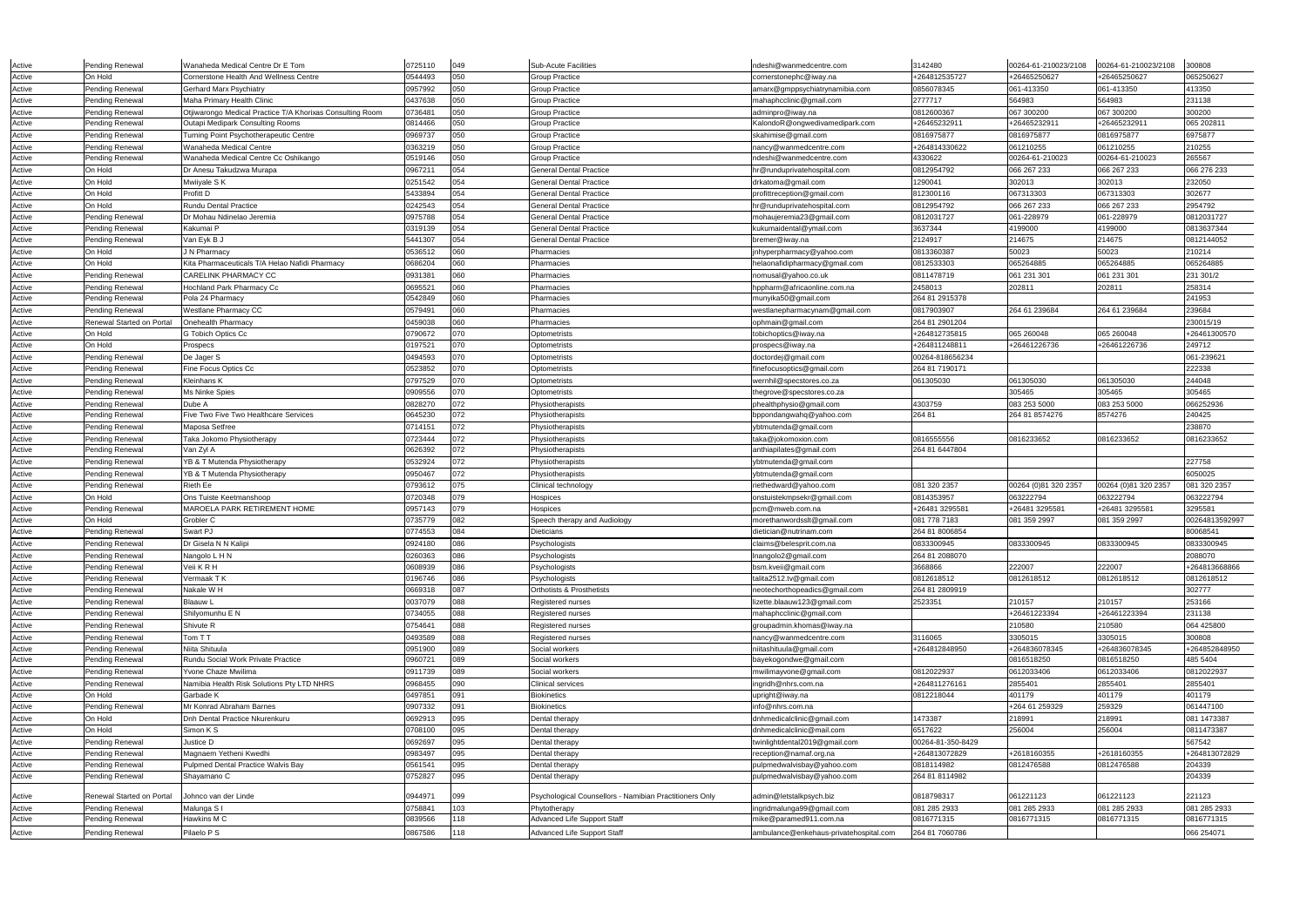| | | | | | | | | | | | |
|---|---|---|---|---|---|---|---|---|---|---|---|
| Active | Pending Renewal | Wanaheda Medical Centre Dr E Tom | 0725110 | 049 | Sub-Acute Facilities | ndeshi@wanmedcentre.com | 3142480 | 00264-61-210023/2108 | 00264-61-210023/2108 | 300808 |
| Active | On Hold | Cornerstone Health And Wellness Centre | 0544493 | 050 | Group Practice | cornerstonephc@iway.na | +264812535727 | +26465250627 | +26465250627 | 065250627 |
| Active | Pending Renewal | Gerhard Marx Psychiatry | 0957992 | 050 | Group Practice | amarx@gmppsychiatrynamibia.com | 0856078345 | 061-413350 | 061-413350 | 413350 |
| Active | Pending Renewal | Maha Primary Health Clinic | 0437638 | 050 | Group Practice | mahaphcclinic@gmail.com | 2777717 | 564983 | 564983 | 231138 |
| Active | Pending Renewal | Otjiwarongo Medical Practice T/A Khorixas Consulting Room | 0736481 | 050 | Group Practice | adminpro@iway.na | 0812600367 | 067 300200 | 067 300200 | 300200 |
| Active | Pending Renewal | Outapi Medipark Consulting Rooms | 0814466 | 050 | Group Practice | KalondoR@ongwedivamedipark.com | +26465232911 | +26465232911 | +26465232911 | 065 202811 |
| Active | Pending Renewal | Turning Point Psychotherapeutic Centre | 0969737 | 050 | Group Practice | skahimise@gmail.com | 0816975877 | 0816975877 | 0816975877 | 6975877 |
| Active | Pending Renewal | Wanaheda Medical Centre | 0363219 | 050 | Group Practice | nancy@wanmedcentre.com | +264814330622 | 061210255 | 061210255 | 210255 |
| Active | Pending Renewal | Wanaheda Medical Centre Cc Oshikango | 0519146 | 050 | Group Practice | ndeshi@wanmedcentre.com | 4330622 | 00264-61-210023 | 00264-61-210023 | 265567 |
| Active | On Hold | Dr Anesu Takudzwa Murapa | 0967211 | 054 | General Dental Practice | hr@rundupprivatehospital.com | 0812954792 | 066 267 233 | 066 267 233 | 066 276 233 |
| Active | On Hold | Mwiiyale S K | 0251542 | 054 | General Dental Practice | drkatoma@gmail.com | 1290041 | 302013 | 302013 | 232050 |
| Active | On Hold | Profitt D | 5433894 | 054 | General Dental Practice | profittreception@gmail.com | 812300116 | 067313303 | 067313303 | 302677 |
| Active | On Hold | Rundu Dental Practice | 0242543 | 054 | General Dental Practice | hr@rundupprivatehospital.com | 0812954792 | 066 267 233 | 066 267 233 | 2954792 |
| Active | Pending Renewal | Dr Mohau Ndinelao Jeremia | 0975788 | 054 | General Dental Practice | mohaujeremia23@gmail.com | 0812031727 | 061-228979 | 061-228979 | 0812031727 |
| Active | Pending Renewal | Kakumai P | 0319139 | 054 | General Dental Practice | kukumaidental@ymail.com | 3637344 | 4199000 | 4199000 | 0813637344 |
| Active | Pending Renewal | Van Eyk B J | 5441307 | 054 | General Dental Practice | bremer@iway.na | 2124917 | 214675 | 214675 | 0812144052 |
| Active | On Hold | J N Pharmacy | 0536512 | 060 | Pharmacies | jnhyperpharmacy@yahoo.com | 0813360387 | 50023 | 50023 | 210214 |
| Active | On Hold | Kita Pharmaceuticals T/A Helao Nafidi Pharmacy | 0686204 | 060 | Pharmacies | helaonafidipharmacy@gmail.com | 0812533303 | 065264885 | 065264885 | 065264885 |
| Active | Pending Renewal | CARELINK PHARMACY CC | 0931381 | 060 | Pharmacies | nomusal@yahoo.co.uk | 0811478719 | 061 231 301 | 061 231 301 | 231 301/2 |
| Active | Pending Renewal | Hochland Park Pharmacy Cc | 0695521 | 060 | Pharmacies | hppharm@africaonline.com.na | 2458013 | 202811 | 202811 | 258314 |
| Active | Pending Renewal | Pola 24 Pharmacy | 0542849 | 060 | Pharmacies | munyika50@gmail.com | 264 81 2915378 | | | 241953 |
| Active | Pending Renewal | Westlane Pharmacy CC | 0579491 | 060 | Pharmacies | westlanepharmacynam@gmail.com | 0817903907 | 264 61 239684 | 264 61 239684 | 239684 |
| Active | Renewal Started on Portal | Onehealth Pharmacy | 0459038 | 060 | Pharmacies | ophmain@gmail.com | 264 81 2901204 | | | 230015/19 |
| Active | On Hold | G Tobich Optics Cc | 0790672 | 070 | Optometrists | tobichoptics@iway.na | +264812735815 | 065 260048 | 065 260048 | +26461300570 |
| Active | On Hold | Prospecs | 0197521 | 070 | Optometrists | prospecs@iway.na | +264811248811 | +26461226736 | +26461226736 | 249712 |
| Active | Pending Renewal | De Jager S | 0494593 | 070 | Optometrists | doctordej@gmail.com | 00264-818656234 | | | 061-239621 |
| Active | Pending Renewal | Fine Focus Optics Cc | 0523852 | 070 | Optometrists | finefocusoptics@gmail.com | 264 81 7190171 | | | 222338 |
| Active | Pending Renewal | Kleinhans K | 0797529 | 070 | Optometrists | wernhil@specstores.co.za | 061305030 | 061305030 | 061305030 | 244048 |
| Active | Pending Renewal | Ms Ninke Spies | 0909556 | 070 | Optometrists | thegrove@specstores.co.za | | 305465 | 305465 | 305465 |
| Active | Pending Renewal | Dube A | 0828270 | 072 | Physiotherapists | phealthphysio@gmail.com | 4303759 | 083 253 5000 | 083 253 5000 | 066252936 |
| Active | Pending Renewal | Five Two Five Two Healthcare Services | 0645230 | 072 | Physiotherapists | bppondangwahq@yahoo.com | 264 81 | 264 81 8574276 | 8574276 | 240425 |
| Active | Pending Renewal | Maposa Setfree | 0714151 | 072 | Physiotherapists | ybtmutenda@gmail.com | | | | 238870 |
| Active | Pending Renewal | Taka Jokomo Physiotherapy | 0723444 | 072 | Physiotherapists | taka@jokomoxion.com | 0816555556 | 0816233652 | 0816233652 | 0816233652 |
| Active | Pending Renewal | Van Zyl A | 0626392 | 072 | Physiotherapists | anthiapilates@gmail.com | 264 81 6447804 | | | |
| Active | Pending Renewal | YB & T Mutenda Physiotherapy | 0532924 | 072 | Physiotherapists | ybtmutenda@gmail.com | | | | 227758 |
| Active | Pending Renewal | YB & T Mutenda Physiotherapy | 0950467 | 072 | Physiotherapists | ybtmutenda@gmail.com | | | | 6050025 |
| Active | Pending Renewal | Rieth Ee | 0793612 | 075 | Clinical technology | riethedward@yahoo.com | 081 320 2357 | 00264 (0)81 320 2357 | 00264 (0)81 320 2357 | 081 320 2357 |
| Active | On Hold | Ons Tuiste Keetmanshoop | 0720348 | 079 | Hospices | onstuistekmpsekr@gmail.com | 0814353957 | 063222794 | 063222794 | 063222794 |
| Active | Pending Renewal | MAROELA PARK RETIREMENT HOME | 0957143 | 079 | Hospices | pcm@mweb.com.na | +26481 3295581 | +26481 3295581 | +26481 3295581 | 3295581 |
| Active | On Hold | Grobler C | 0735779 | 082 | Speech therapy and Audiology | morethanwordsslt@gmail.com | 081 778 7183 | 081 359 2997 | 081 359 2997 | 00264813592997 |
| Active | Pending Renewal | Swart PJ | 0774553 | 084 | Dieticians | dietician@nutrinam.com | 264 81 8006854 | | | 80068541 |
| Active | Pending Renewal | Dr Gisela N N Kalipi | 0924180 | 086 | Psychologists | claims@belesprit.com.na | 0833300945 | 0833300945 | 0833300945 | 0833300945 |
| Active | Pending Renewal | Nangolo L H N | 0260363 | 086 | Psychologists | lnangolo2@gmail.com | 264 81 2088070 | | | 2088070 |
| Active | Pending Renewal | Veii K R H | 0608939 | 086 | Psychologists | bsm.kveii@gmail.com | 3668866 | 222007 | 222007 | +264813668866 |
| Active | Pending Renewal | Vermaak T K | 0196746 | 086 | Psychologists | talita2512.tv@gmail.com | 0812618512 | 0812618512 | 0812618512 | 0812618512 |
| Active | Pending Renewal | Nakale W H | 0669318 | 087 | Orthotists & Prosthetists | neotechorthopeadics@gmail.com | 264 81 2809919 | | | 302777 |
| Active | Pending Renewal | Blaauw L | 0037079 | 088 | Registered nurses | lizette.blaauw123@gmail.com | 2523351 | 210157 | 210157 | 253166 |
| Active | Pending Renewal | Shilyomunhu E N | 0734055 | 088 | Registered nurses | mahaphcclinic@gmail.com | | +26461223394 | +26461223394 | 231138 |
| Active | Pending Renewal | Shivute R | 0754641 | 088 | Registered nurses | groupadmin.khomas@iway.na | | 210580 | 210580 | 064 425800 |
| Active | Pending Renewal | Tom T T | 0493589 | 088 | Registered nurses | nancy@wanmedcentre.com | 3116065 | 3305015 | 3305015 | 300808 |
| Active | Pending Renewal | Niita Shituula | 0951900 | 089 | Social workers | niitashituula@gmail.com | +264812848950 | +264836078345 | +264836078345 | +264852848950 |
| Active | Pending Renewal | Rundu Social Work Private Practice | 0960721 | 089 | Social workers | bayekogondwe@gmail.com | | 0816518250 | 0816518250 | 485 5404 |
| Active | Pending Renewal | Yvone Chaze Mwilima | 0911739 | 089 | Social workers | mwilimayvone@gmail.com | 0812022937 | 0612033406 | 0612033406 | 0812022937 |
| Active | Pending Renewal | Namibia Health Risk Solutions Pty LTD NHRS | 0968455 | 090 | Clinical services | ingridh@nhrs.com.na | +264811276161 | 2855401 | 2855401 | 2855401 |
| Active | On Hold | Garbade K | 0497851 | 091 | Biokinetics | upright@iway.na | 0812218044 | 401179 | 401179 | 401179 |
| Active | Pending Renewal | Mr Konrad Abraham Barnes | 0907332 | 091 | Biokinetics | info@nhrs.com.na | | +264 61 259329 | 259329 | 061447100 |
| Active | On Hold | Dnh Dental Practice Nkurenkuru | 0692913 | 095 | Dental therapy | dnhmedicalclinic@gmail.com | 1473387 | 218991 | 218991 | 081 1473387 |
| Active | On Hold | Simon K S | 0708100 | 095 | Dental therapy | dnhmedicalclinic@gmail.com | 6517622 | 256004 | 256004 | 0811473387 |
| Active | Pending Renewal | Justice D | 0692697 | 095 | Dental therapy | twinlightdental2019@gmail.com | 00264-81-350-8429 | | | 567542 |
| Active | Pending Renewal | Magnaem Yetheni Kwedhi | 0983497 | 095 | Dental therapy | reception@namaf.org.na | +264813072829 | +2618160355 | +2618160355 | +264813072829 |
| Active | Pending Renewal | Pulpmed Dental Practice Walvis Bay | 0561541 | 095 | Dental therapy | pulpmedwalvisbay@yahoo.com | 0818114982 | 0812476588 | 0812476588 | 204339 |
| Active | Pending Renewal | Shayamano C | 0752827 | 095 | Dental therapy | pulpmedwalvisbay@yahoo.com | 264 81 8114982 | | | 204339 |
| Active | Renewal Started on Portal | Johnco van der Linde | 0944971 | 099 | Psychological Counsellors - Namibian Practitioners Only | admin@letstalkpsych.biz | 0818798317 | 061221123 | 061221123 | 221123 |
| Active | Pending Renewal | Malunga S I | 0758841 | 103 | Phytotherapy | ingridmalunga99@gmail.com | 081 285 2933 | 081 285 2933 | 081 285 2933 | 081 285 2933 |
| Active | Pending Renewal | Hawkins M C | 0839566 | 118 | Advanced Life Support Staff | mike@paramed911.com.na | 0816771315 | 0816771315 | 0816771315 | 0816771315 |
| Active | Pending Renewal | Pilaelo P S | 0867586 | 118 | Advanced Life Support Staff | ambulance@enkehaus-privatehospital.com | 264 81 7060786 | | | 066 254071 |